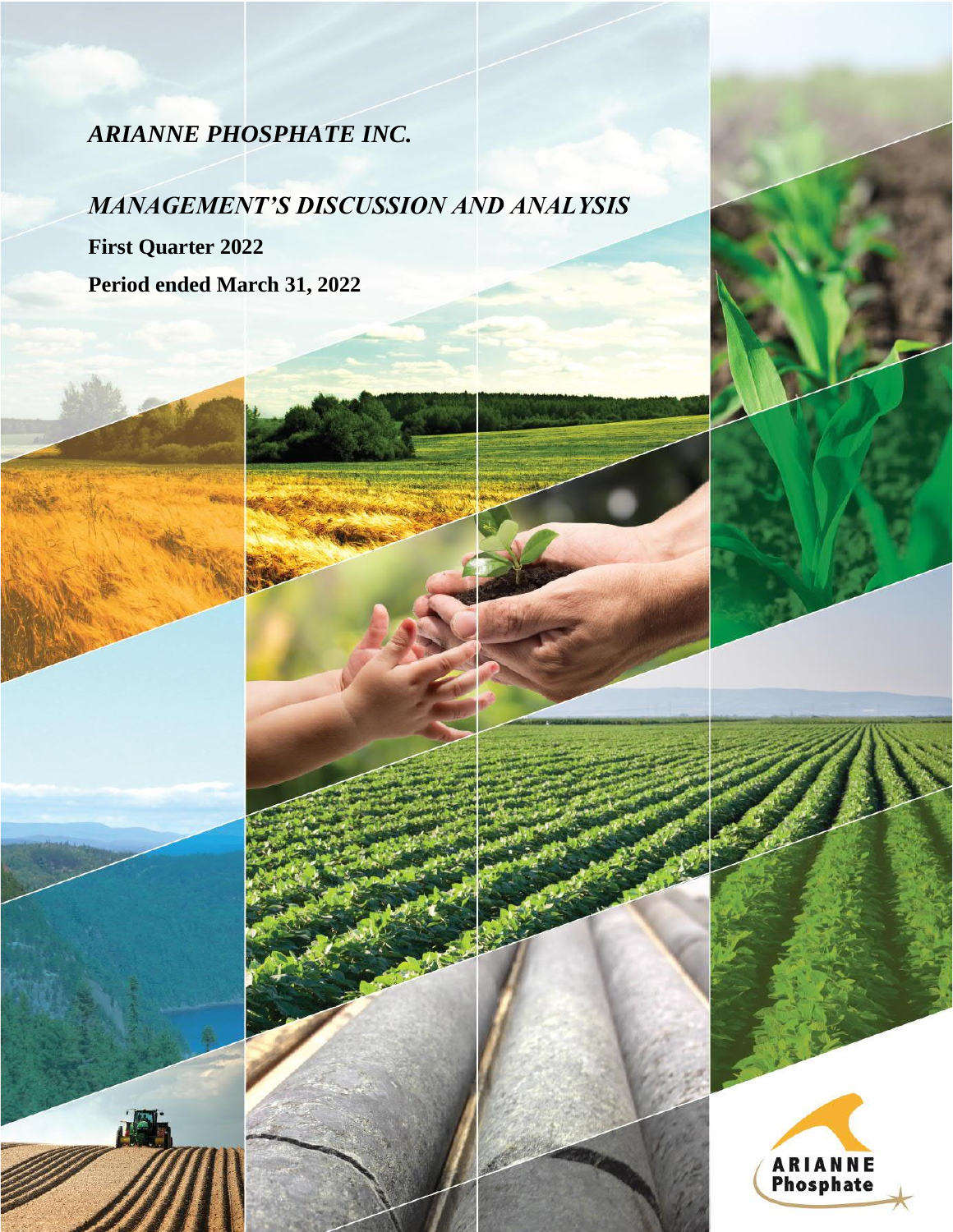# *ARIANNE PHOSPHATE INC.*

## *MANAGEMENT'S DISCUSSION AND ANALYSIS*

**First Quarter 2022**

**Period ended March 31, 2022**

ARIANNE Phosphate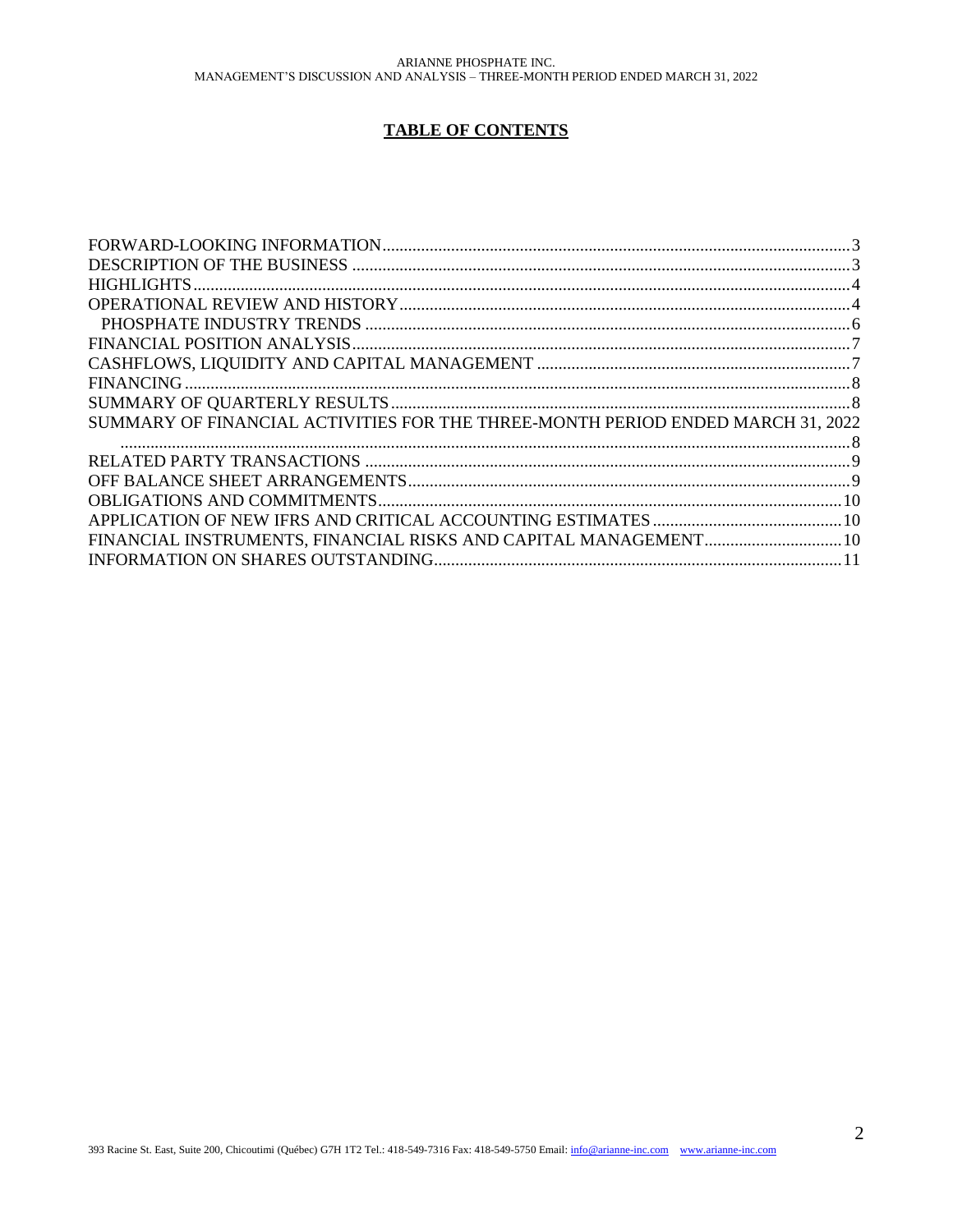# TABLE OF CONTENTS

| | |
|---|---|
| FORWARD-LOOKING INFORMATION | 3 |
| DESCRIPTION OF THE BUSINESS | 3 |
| HIGHLIGHTS | 4 |
| OPERATIONAL REVIEW AND HISTORY | 4 |
| PHOSPHATE INDUSTRY TRENDS | 6 |
| FINANCIAL POSITION ANALYSIS | 7 |
| CASHFLOWS, LIQUIDITY AND CAPITAL MANAGEMENT | 7 |
| FINANCING | 8 |
| SUMMARY OF QUARTERLY RESULTS | 8 |
| SUMMARY OF FINANCIAL ACTIVITIES FOR THE THREE-MONTH PERIOD ENDED MARCH 31, 2022 | 8 |
| RELATED PARTY TRANSACTIONS | 9 |
| OFF BALANCE SHEET ARRANGEMENTS | 9 |
| OBLIGATIONS AND COMMITMENTS | 10 |
| APPLICATION OF NEW IFRS AND CRITICAL ACCOUNTING ESTIMATES | 10 |
| FINANCIAL INSTRUMENTS, FINANCIAL RISKS AND CAPITAL MANAGEMENT | 10 |
| INFORMATION ON SHARES OUTSTANDING | 11 |

393 Racine St. East, Suite 200, Chicoutimi (Québec) G7H 1T2 Tel.: 418-549-7316 Fax: 418-549-5750 Email: info@arianne-inc.com www.arianne-inc.com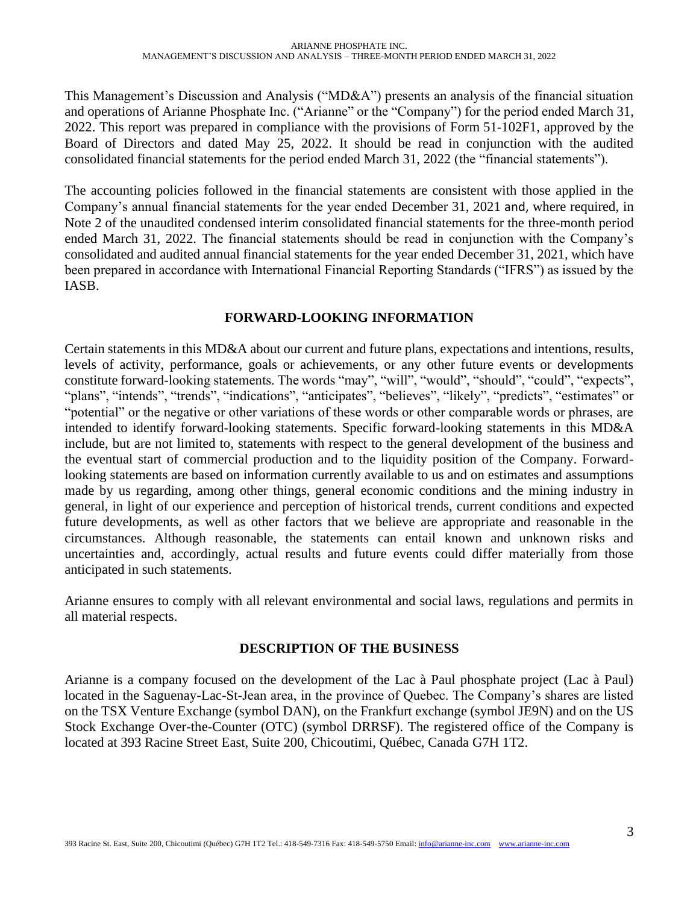This Management's Discussion and Analysis ("MD&A") presents an analysis of the financial situation and operations of Arianne Phosphate Inc. ("Arianne" or the "Company") for the period ended March 31, 2022. This report was prepared in compliance with the provisions of Form 51-102F1, approved by the Board of Directors and dated May 25, 2022. It should be read in conjunction with the audited consolidated financial statements for the period ended March 31, 2022 (the "financial statements").

The accounting policies followed in the financial statements are consistent with those applied in the Company's annual financial statements for the year ended December 31, 2021 and, where required, in Note 2 of the unaudited condensed interim consolidated financial statements for the three-month period ended March 31, 2022. The financial statements should be read in conjunction with the Company's consolidated and audited annual financial statements for the year ended December 31, 2021, which have been prepared in accordance with International Financial Reporting Standards ("IFRS") as issued by the IASB.

## FORWARD-LOOKING INFORMATION

Certain statements in this MD&A about our current and future plans, expectations and intentions, results, levels of activity, performance, goals or achievements, or any other future events or developments constitute forward-looking statements. The words "may", "will", "would", "should", "could", "expects", "plans", "intends", "trends", "indications", "anticipates", "believes", "likely", "predicts", "estimates" or "potential" or the negative or other variations of these words or other comparable words or phrases, are intended to identify forward-looking statements. Specific forward-looking statements in this MD&A include, but are not limited to, statements with respect to the general development of the business and the eventual start of commercial production and to the liquidity position of the Company. Forward-looking statements are based on information currently available to us and on estimates and assumptions made by us regarding, among other things, general economic conditions and the mining industry in general, in light of our experience and perception of historical trends, current conditions and expected future developments, as well as other factors that we believe are appropriate and reasonable in the circumstances. Although reasonable, the statements can entail known and unknown risks and uncertainties and, accordingly, actual results and future events could differ materially from those anticipated in such statements.

Arianne ensures to comply with all relevant environmental and social laws, regulations and permits in all material respects.

## DESCRIPTION OF THE BUSINESS

Arianne is a company focused on the development of the Lac à Paul phosphate project (Lac à Paul) located in the Saguenay-Lac-St-Jean area, in the province of Quebec. The Company's shares are listed on the TSX Venture Exchange (symbol DAN), on the Frankfurt exchange (symbol JE9N) and on the US Stock Exchange Over-the-Counter (OTC) (symbol DRRSF). The registered office of the Company is located at 393 Racine Street East, Suite 200, Chicoutimi, Québec, Canada G7H 1T2.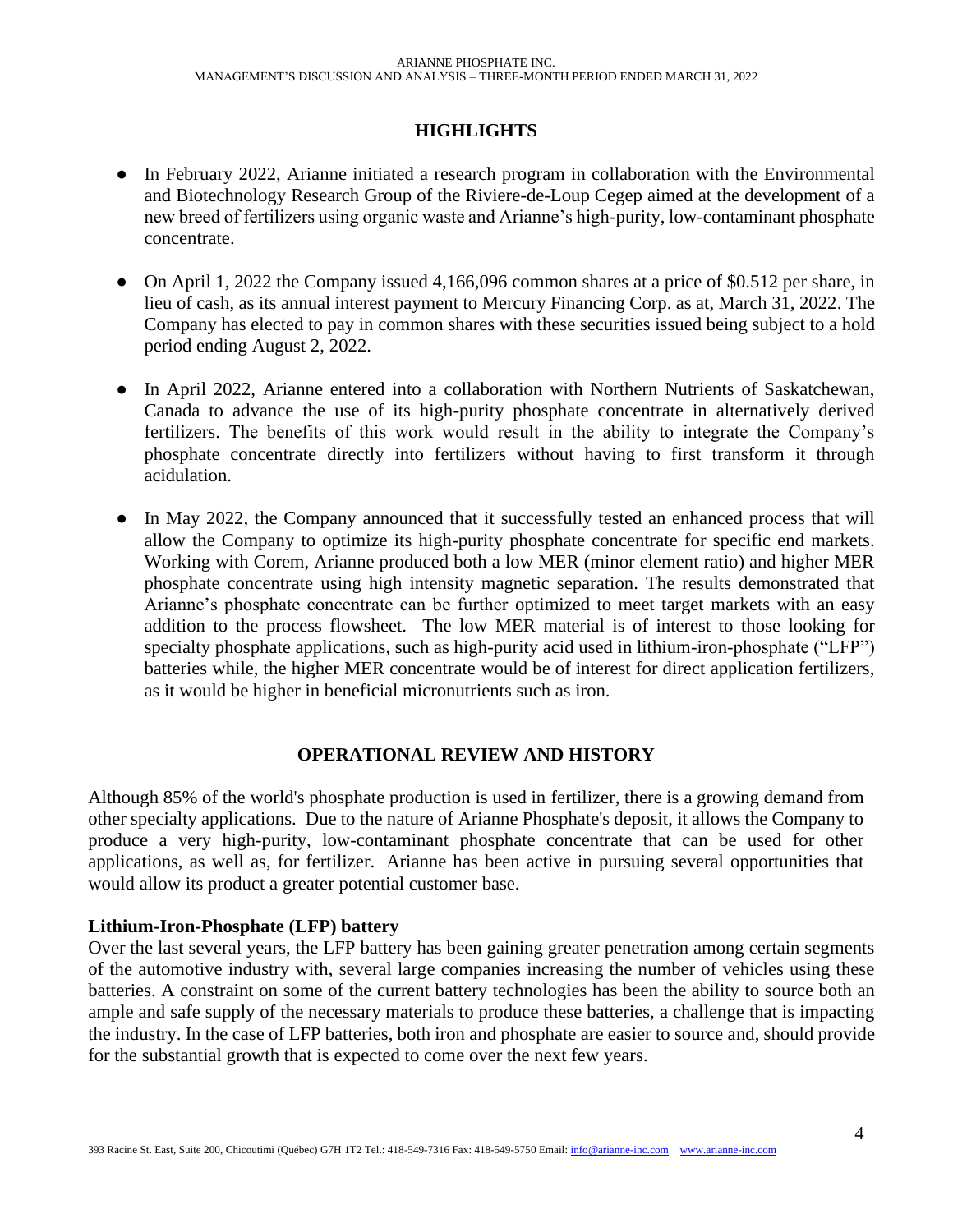## HIGHLIGHTS

- In February 2022, Arianne initiated a research program in collaboration with the Environmental and Biotechnology Research Group of the Riviere-de-Loup Cegep aimed at the development of a new breed of fertilizers using organic waste and Arianne's high-purity, low-contaminant phosphate concentrate.

- On April 1, 2022 the Company issued 4,166,096 common shares at a price of $0.512 per share, in lieu of cash, as its annual interest payment to Mercury Financing Corp. as at, March 31, 2022. The Company has elected to pay in common shares with these securities issued being subject to a hold period ending August 2, 2022.

- In April 2022, Arianne entered into a collaboration with Northern Nutrients of Saskatchewan, Canada to advance the use of its high-purity phosphate concentrate in alternatively derived fertilizers. The benefits of this work would result in the ability to integrate the Company's phosphate concentrate directly into fertilizers without having to first transform it through acidulation.

- In May 2022, the Company announced that it successfully tested an enhanced process that will allow the Company to optimize its high-purity phosphate concentrate for specific end markets. Working with Corem, Arianne produced both a low MER (minor element ratio) and higher MER phosphate concentrate using high intensity magnetic separation. The results demonstrated that Arianne's phosphate concentrate can be further optimized to meet target markets with an easy addition to the process flowsheet. The low MER material is of interest to those looking for specialty phosphate applications, such as high-purity acid used in lithium-iron-phosphate ("LFP") batteries while, the higher MER concentrate would be of interest for direct application fertilizers, as it would be higher in beneficial micronutrients such as iron.

## OPERATIONAL REVIEW AND HISTORY

Although 85% of the world's phosphate production is used in fertilizer, there is a growing demand from other specialty applications. Due to the nature of Arianne Phosphate's deposit, it allows the Company to produce a very high-purity, low-contaminant phosphate concentrate that can be used for other applications, as well as, for fertilizer. Arianne has been active in pursuing several opportunities that would allow its product a greater potential customer base.

### Lithium-Iron-Phosphate (LFP) battery

Over the last several years, the LFP battery has been gaining greater penetration among certain segments of the automotive industry with, several large companies increasing the number of vehicles using these batteries. A constraint on some of the current battery technologies has been the ability to source both an ample and safe supply of the necessary materials to produce these batteries, a challenge that is impacting the industry. In the case of LFP batteries, both iron and phosphate are easier to source and, should provide for the substantial growth that is expected to come over the next few years.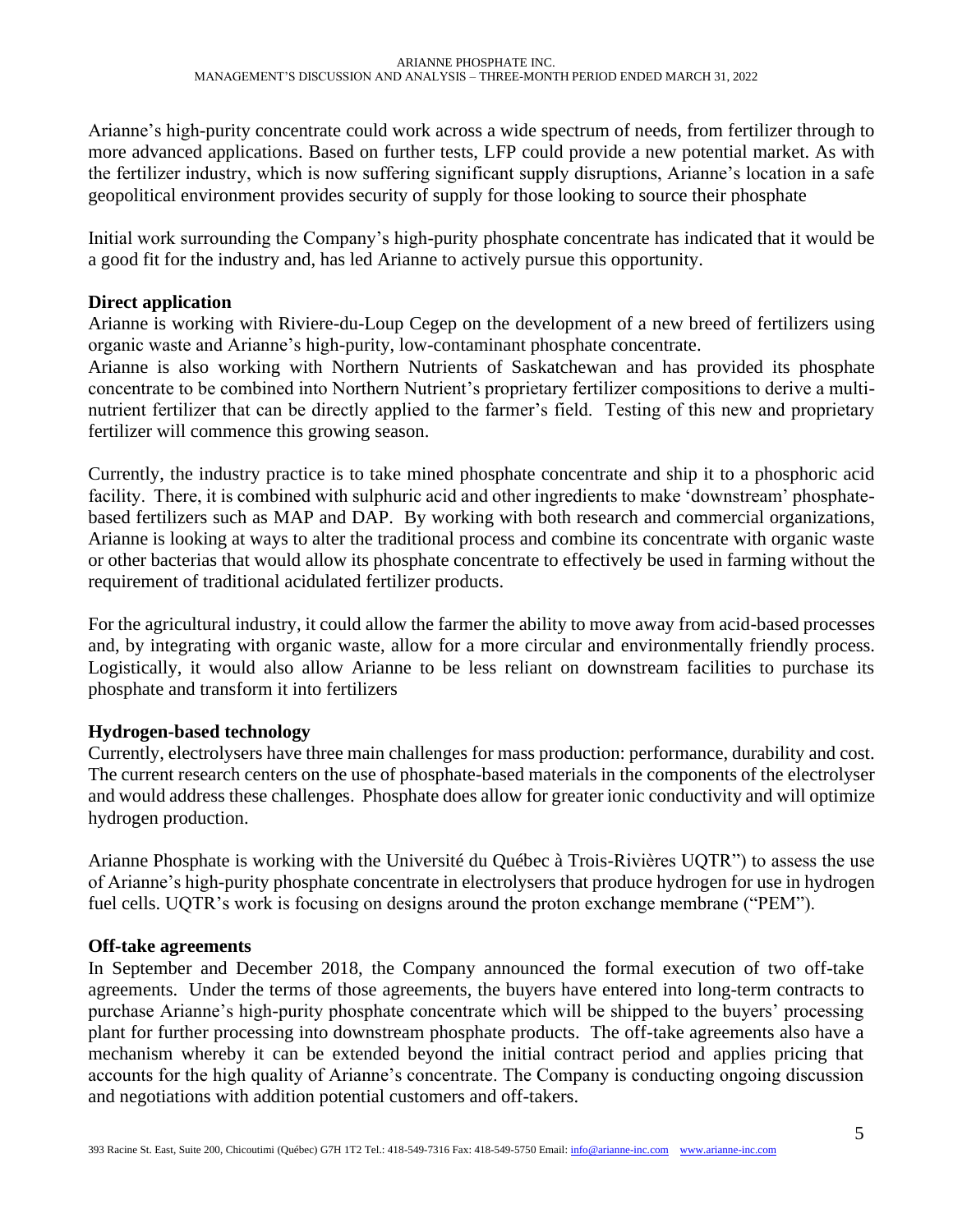Arianne's high-purity concentrate could work across a wide spectrum of needs, from fertilizer through to more advanced applications. Based on further tests, LFP could provide a new potential market. As with the fertilizer industry, which is now suffering significant supply disruptions, Arianne's location in a safe geopolitical environment provides security of supply for those looking to source their phosphate

Initial work surrounding the Company's high-purity phosphate concentrate has indicated that it would be a good fit for the industry and, has led Arianne to actively pursue this opportunity.

**Direct application**

Arianne is working with Riviere-du-Loup Cegep on the development of a new breed of fertilizers using organic waste and Arianne's high-purity, low-contaminant phosphate concentrate.

Arianne is also working with Northern Nutrients of Saskatchewan and has provided its phosphate concentrate to be combined into Northern Nutrient's proprietary fertilizer compositions to derive a multi-nutrient fertilizer that can be directly applied to the farmer's field. Testing of this new and proprietary fertilizer will commence this growing season.

Currently, the industry practice is to take mined phosphate concentrate and ship it to a phosphoric acid facility. There, it is combined with sulphuric acid and other ingredients to make 'downstream' phosphate-based fertilizers such as MAP and DAP. By working with both research and commercial organizations, Arianne is looking at ways to alter the traditional process and combine its concentrate with organic waste or other bacterias that would allow its phosphate concentrate to effectively be used in farming without the requirement of traditional acidulated fertilizer products.

For the agricultural industry, it could allow the farmer the ability to move away from acid-based processes and, by integrating with organic waste, allow for a more circular and environmentally friendly process. Logistically, it would also allow Arianne to be less reliant on downstream facilities to purchase its phosphate and transform it into fertilizers

**Hydrogen-based technology**

Currently, electrolysers have three main challenges for mass production: performance, durability and cost. The current research centers on the use of phosphate-based materials in the components of the electrolyser and would address these challenges. Phosphate does allow for greater ionic conductivity and will optimize hydrogen production.

Arianne Phosphate is working with the Université du Québec à Trois-Rivières UQTR") to assess the use of Arianne's high-purity phosphate concentrate in electrolysers that produce hydrogen for use in hydrogen fuel cells. UQTR's work is focusing on designs around the proton exchange membrane ("PEM").

**Off-take agreements**

In September and December 2018, the Company announced the formal execution of two off-take agreements. Under the terms of those agreements, the buyers have entered into long-term contracts to purchase Arianne's high-purity phosphate concentrate which will be shipped to the buyers' processing plant for further processing into downstream phosphate products. The off-take agreements also have a mechanism whereby it can be extended beyond the initial contract period and applies pricing that accounts for the high quality of Arianne's concentrate. The Company is conducting ongoing discussion and negotiations with addition potential customers and off-takers.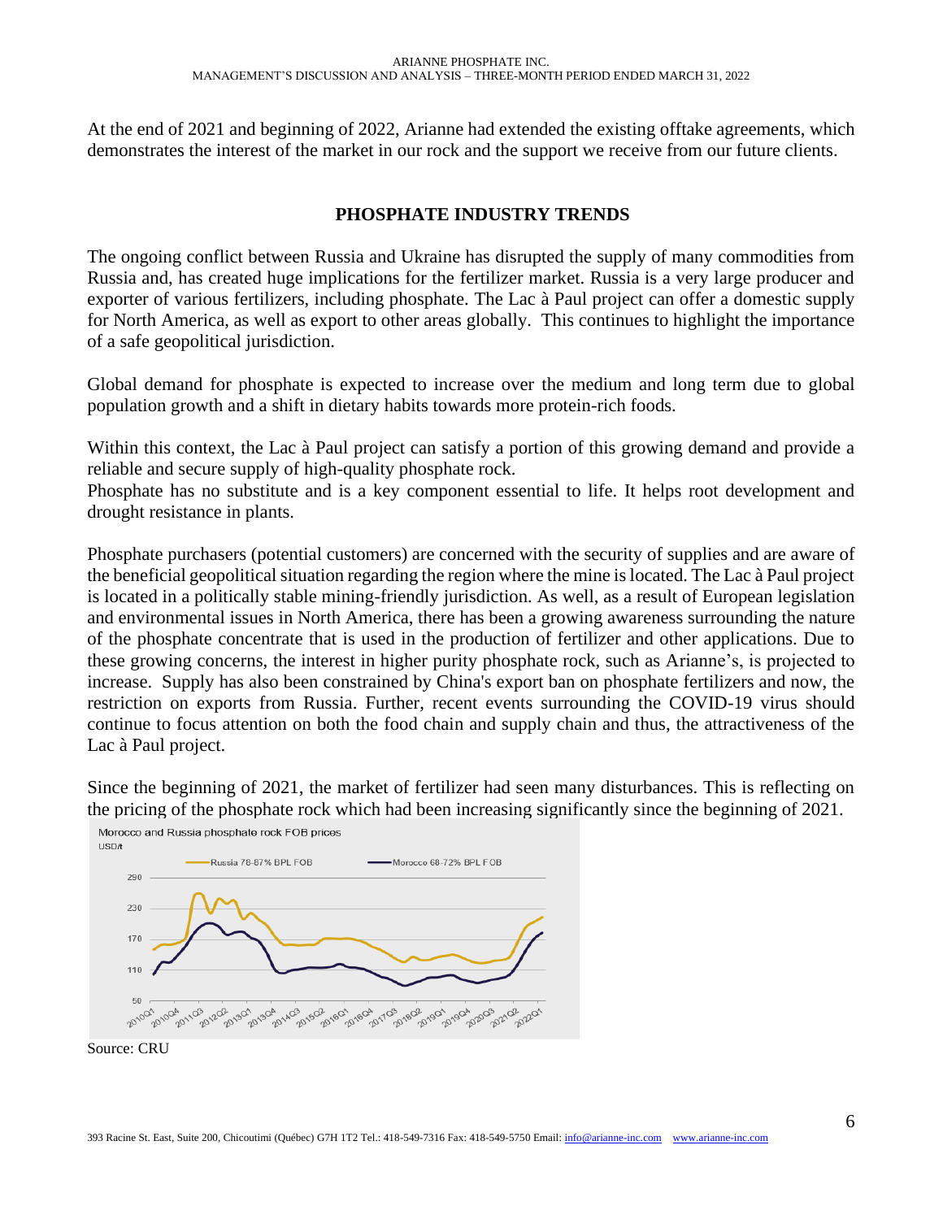At the end of 2021 and beginning of 2022, Arianne had extended the existing offtake agreements, which demonstrates the interest of the market in our rock and the support we receive from our future clients.

## PHOSPHATE INDUSTRY TRENDS

The ongoing conflict between Russia and Ukraine has disrupted the supply of many commodities from Russia and, has created huge implications for the fertilizer market. Russia is a very large producer and exporter of various fertilizers, including phosphate. The Lac à Paul project can offer a domestic supply for North America, as well as export to other areas globally. This continues to highlight the importance of a safe geopolitical jurisdiction.

Global demand for phosphate is expected to increase over the medium and long term due to global population growth and a shift in dietary habits towards more protein-rich foods.

Within this context, the Lac à Paul project can satisfy a portion of this growing demand and provide a reliable and secure supply of high-quality phosphate rock.
Phosphate has no substitute and is a key component essential to life. It helps root development and drought resistance in plants.

Phosphate purchasers (potential customers) are concerned with the security of supplies and are aware of the beneficial geopolitical situation regarding the region where the mine is located. The Lac à Paul project is located in a politically stable mining-friendly jurisdiction. As well, as a result of European legislation and environmental issues in North America, there has been a growing awareness surrounding the nature of the phosphate concentrate that is used in the production of fertilizer and other applications. Due to these growing concerns, the interest in higher purity phosphate rock, such as Arianne's, is projected to increase. Supply has also been constrained by China's export ban on phosphate fertilizers and now, the restriction on exports from Russia. Further, recent events surrounding the COVID-19 virus should continue to focus attention on both the food chain and supply chain and thus, the attractiveness of the Lac à Paul project.

Since the beginning of 2021, the market of fertilizer had seen many disturbances. This is reflecting on the pricing of the phosphate rock which had been increasing significantly since the beginning of 2021.

Morocco and Russia phosphate rock FOB prices

USD/t

Russia 78-87% BPL FOB — Morocco 68-72% BPL FOB

Source: CRU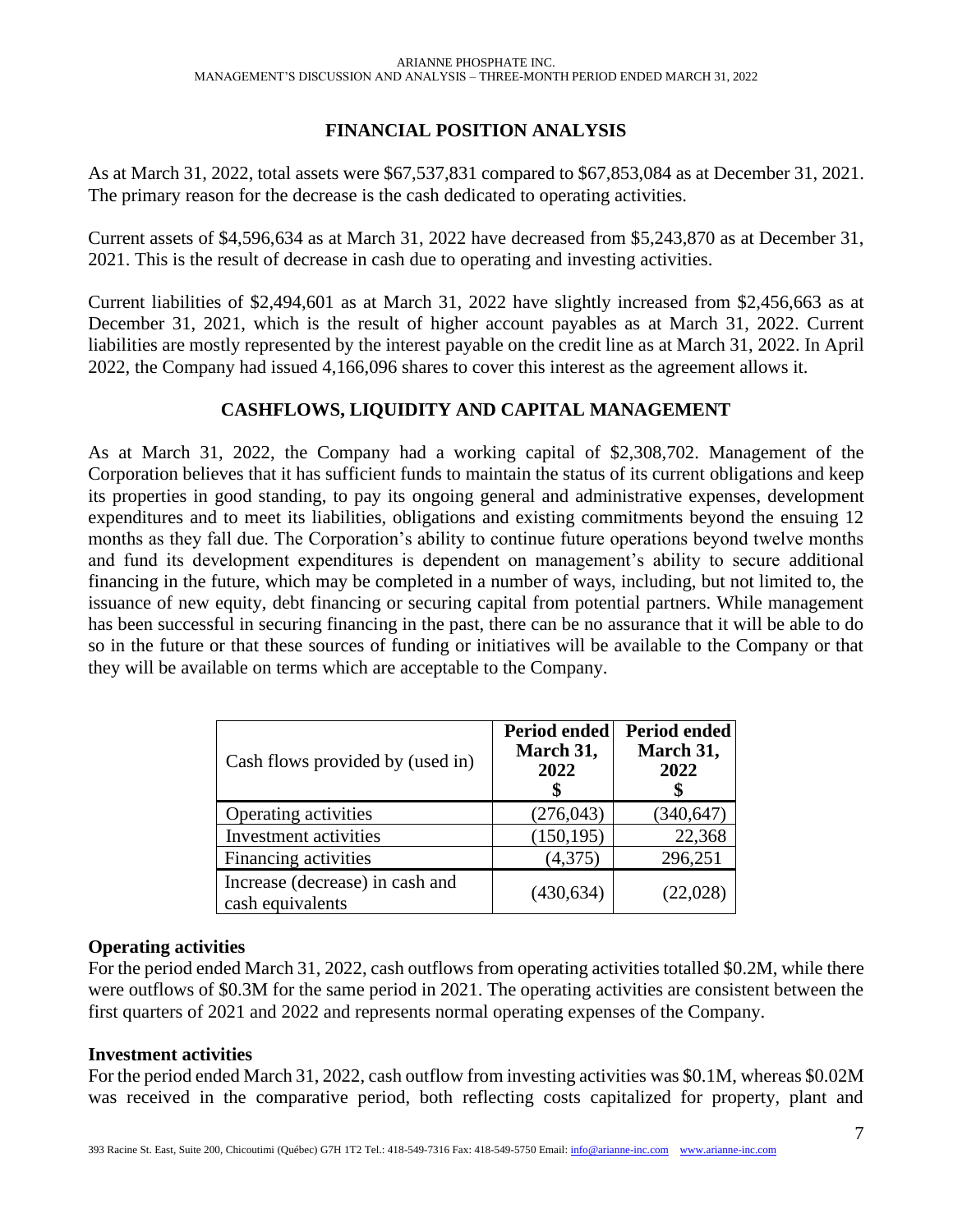## FINANCIAL POSITION ANALYSIS

As at March 31, 2022, total assets were $67,537,831 compared to $67,853,084 as at December 31, 2021. The primary reason for the decrease is the cash dedicated to operating activities.

Current assets of $4,596,634 as at March 31, 2022 have decreased from $5,243,870 as at December 31, 2021. This is the result of decrease in cash due to operating and investing activities.

Current liabilities of $2,494,601 as at March 31, 2022 have slightly increased from $2,456,663 as at December 31, 2021, which is the result of higher account payables as at March 31, 2022. Current liabilities are mostly represented by the interest payable on the credit line as at March 31, 2022. In April 2022, the Company had issued 4,166,096 shares to cover this interest as the agreement allows it.

## CASHFLOWS, LIQUIDITY AND CAPITAL MANAGEMENT

As at March 31, 2022, the Company had a working capital of $2,308,702. Management of the Corporation believes that it has sufficient funds to maintain the status of its current obligations and keep its properties in good standing, to pay its ongoing general and administrative expenses, development expenditures and to meet its liabilities, obligations and existing commitments beyond the ensuing 12 months as they fall due. The Corporation's ability to continue future operations beyond twelve months and fund its development expenditures is dependent on management's ability to secure additional financing in the future, which may be completed in a number of ways, including, but not limited to, the issuance of new equity, debt financing or securing capital from potential partners. While management has been successful in securing financing in the past, there can be no assurance that it will be able to do so in the future or that these sources of funding or initiatives will be available to the Company or that they will be available on terms which are acceptable to the Company.

| Cash flows provided by (used in) | Period ended March 31, 2022 $ | Period ended March 31, 2022 $ |
|---|---|---|
| Operating activities | (276,043) | (340,647) |
| Investment activities | (150,195) | 22,368 |
| Financing activities | (4,375) | 296,251 |
| Increase (decrease) in cash and cash equivalents | (430,634) | (22,028) |

### Operating activities

For the period ended March 31, 2022, cash outflows from operating activities totalled $0.2M, while there were outflows of $0.3M for the same period in 2021. The operating activities are consistent between the first quarters of 2021 and 2022 and represents normal operating expenses of the Company.

### Investment activities

For the period ended March 31, 2022, cash outflow from investing activities was $0.1M, whereas $0.02M was received in the comparative period, both reflecting costs capitalized for property, plant and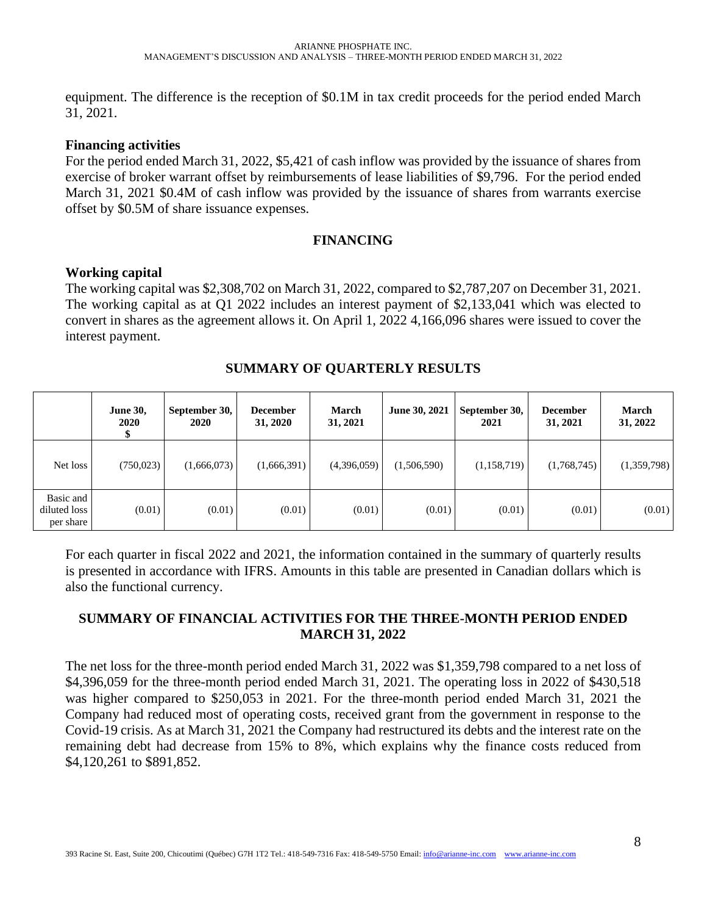equipment. The difference is the reception of $0.1M in tax credit proceeds for the period ended March 31, 2021.

### Financing activities

For the period ended March 31, 2022, $5,421 of cash inflow was provided by the issuance of shares from exercise of broker warrant offset by reimbursements of lease liabilities of $9,796. For the period ended March 31, 2021 $0.4M of cash inflow was provided by the issuance of shares from warrants exercise offset by $0.5M of share issuance expenses.

## FINANCING

### Working capital

The working capital was $2,308,702 on March 31, 2022, compared to $2,787,207 on December 31, 2021. The working capital as at Q1 2022 includes an interest payment of $2,133,041 which was elected to convert in shares as the agreement allows it. On April 1, 2022 4,166,096 shares were issued to cover the interest payment.

## SUMMARY OF QUARTERLY RESULTS

| | June 30, 2020 $ | September 30, 2020 | December 31, 2020 | March 31, 2021 | June 30, 2021 | September 30, 2021 | December 31, 2021 | March 31, 2022 |
|---|---|---|---|---|---|---|---|---|
| Net loss | (750,023) | (1,666,073) | (1,666,391) | (4,396,059) | (1,506,590) | (1,158,719) | (1,768,745) | (1,359,798) |
| Basic and diluted loss per share | (0.01) | (0.01) | (0.01) | (0.01) | (0.01) | (0.01) | (0.01) | (0.01) |

For each quarter in fiscal 2022 and 2021, the information contained in the summary of quarterly results is presented in accordance with IFRS. Amounts in this table are presented in Canadian dollars which is also the functional currency.

## SUMMARY OF FINANCIAL ACTIVITIES FOR THE THREE-MONTH PERIOD ENDED MARCH 31, 2022

The net loss for the three-month period ended March 31, 2022 was $1,359,798 compared to a net loss of $4,396,059 for the three-month period ended March 31, 2021. The operating loss in 2022 of $430,518 was higher compared to $250,053 in 2021. For the three-month period ended March 31, 2021 the Company had reduced most of operating costs, received grant from the government in response to the Covid-19 crisis. As at March 31, 2021 the Company had restructured its debts and the interest rate on the remaining debt had decrease from 15% to 8%, which explains why the finance costs reduced from $4,120,261 to $891,852.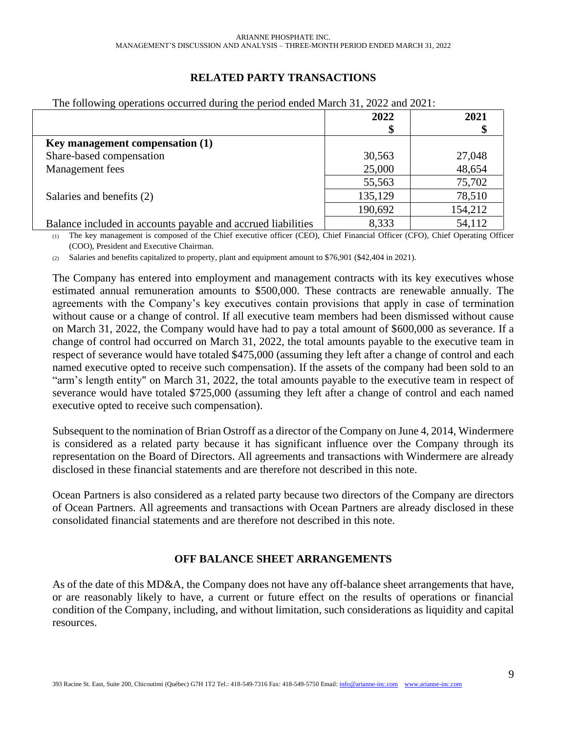## RELATED PARTY TRANSACTIONS

The following operations occurred during the period ended March 31, 2022 and 2021:

| | 2022 | 2021 |
|---|---|---|
| | $ | $ |
| **Key management compensation (1)** | | |
| Share-based compensation | 30,563 | 27,048 |
| Management fees | 25,000 | 48,654 |
| | 55,563 | 75,702 |
| Salaries and benefits (2) | 135,129 | 78,510 |
| | 190,692 | 154,212 |
| Balance included in accounts payable and accrued liabilities | 8,333 | 54,112 |

(1) The key management is composed of the Chief executive officer (CEO), Chief Financial Officer (CFO), Chief Operating Officer (COO), President and Executive Chairman.

(2) Salaries and benefits capitalized to property, plant and equipment amount to $76,901 ($42,404 in 2021).

The Company has entered into employment and management contracts with its key executives whose estimated annual remuneration amounts to $500,000. These contracts are renewable annually. The agreements with the Company's key executives contain provisions that apply in case of termination without cause or a change of control. If all executive team members had been dismissed without cause on March 31, 2022, the Company would have had to pay a total amount of $600,000 as severance. If a change of control had occurred on March 31, 2022, the total amounts payable to the executive team in respect of severance would have totaled $475,000 (assuming they left after a change of control and each named executive opted to receive such compensation). If the assets of the company had been sold to an "arm's length entity" on March 31, 2022, the total amounts payable to the executive team in respect of severance would have totaled $725,000 (assuming they left after a change of control and each named executive opted to receive such compensation).

Subsequent to the nomination of Brian Ostroff as a director of the Company on June 4, 2014, Windermere is considered as a related party because it has significant influence over the Company through its representation on the Board of Directors. All agreements and transactions with Windermere are already disclosed in these financial statements and are therefore not described in this note.

Ocean Partners is also considered as a related party because two directors of the Company are directors of Ocean Partners. All agreements and transactions with Ocean Partners are already disclosed in these consolidated financial statements and are therefore not described in this note.

## OFF BALANCE SHEET ARRANGEMENTS

As of the date of this MD&A, the Company does not have any off-balance sheet arrangements that have, or are reasonably likely to have, a current or future effect on the results of operations or financial condition of the Company, including, and without limitation, such considerations as liquidity and capital resources.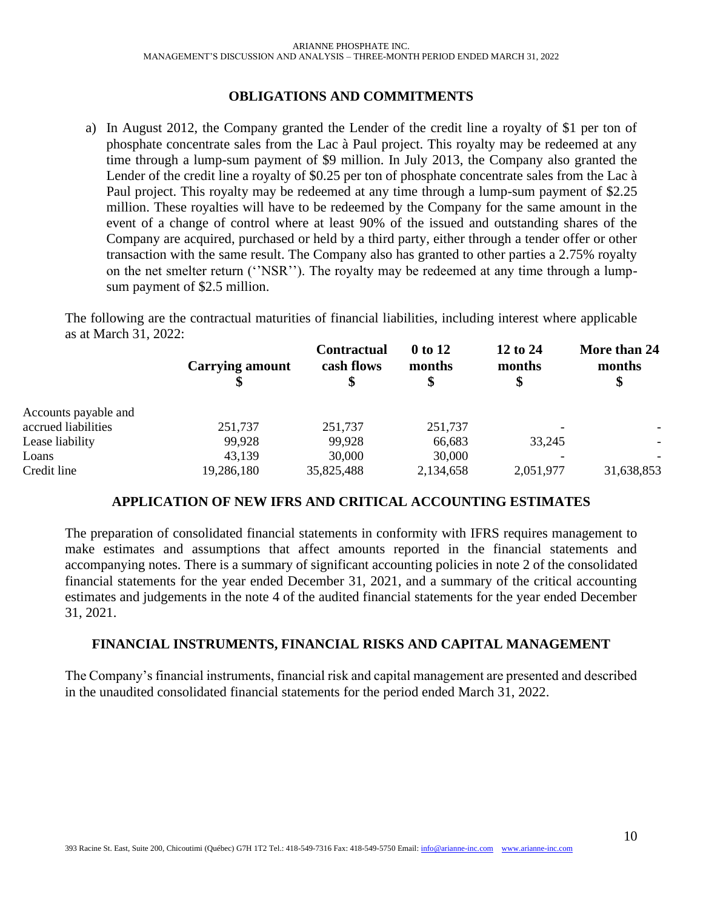## OBLIGATIONS AND COMMITMENTS

a) In August 2012, the Company granted the Lender of the credit line a royalty of $1 per ton of phosphate concentrate sales from the Lac à Paul project. This royalty may be redeemed at any time through a lump-sum payment of $9 million. In July 2013, the Company also granted the Lender of the credit line a royalty of $0.25 per ton of phosphate concentrate sales from the Lac à Paul project. This royalty may be redeemed at any time through a lump-sum payment of $2.25 million. These royalties will have to be redeemed by the Company for the same amount in the event of a change of control where at least 90% of the issued and outstanding shares of the Company are acquired, purchased or held by a third party, either through a tender offer or other transaction with the same result. The Company also has granted to other parties a 2.75% royalty on the net smelter return (''NSR''). The royalty may be redeemed at any time through a lump-sum payment of $2.5 million.

The following are the contractual maturities of financial liabilities, including interest where applicable as at March 31, 2022:

| | Carrying amount $ | Contractual cash flows $ | 0 to 12 months $ | 12 to 24 months $ | More than 24 months $ |
|---|---|---|---|---|---|
| Accounts payable and accrued liabilities | 251,737 | 251,737 | 251,737 | - | - |
| Lease liability | 99,928 | 99,928 | 66,683 | 33,245 | - |
| Loans | 43,139 | 30,000 | 30,000 | - | - |
| Credit line | 19,286,180 | 35,825,488 | 2,134,658 | 2,051,977 | 31,638,853 |

## APPLICATION OF NEW IFRS AND CRITICAL ACCOUNTING ESTIMATES

The preparation of consolidated financial statements in conformity with IFRS requires management to make estimates and assumptions that affect amounts reported in the financial statements and accompanying notes. There is a summary of significant accounting policies in note 2 of the consolidated financial statements for the year ended December 31, 2021, and a summary of the critical accounting estimates and judgements in the note 4 of the audited financial statements for the year ended December 31, 2021.

## FINANCIAL INSTRUMENTS, FINANCIAL RISKS AND CAPITAL MANAGEMENT

The Company's financial instruments, financial risk and capital management are presented and described in the unaudited consolidated financial statements for the period ended March 31, 2022.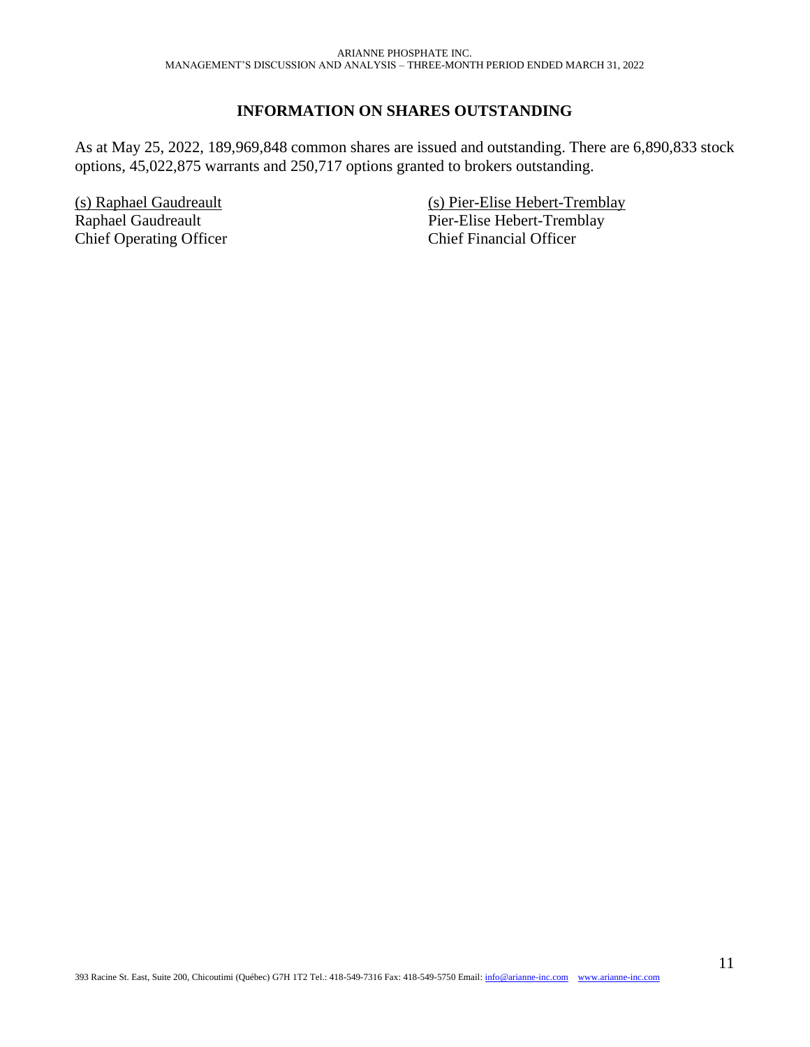## INFORMATION ON SHARES OUTSTANDING

As at May 25, 2022, 189,969,848 common shares are issued and outstanding. There are 6,890,833 stock options, 45,022,875 warrants and 250,717 options granted to brokers outstanding.

(s) Raphael Gaudreault
Raphael Gaudreault
Chief Operating Officer

(s) Pier-Elise Hebert-Tremblay
Pier-Elise Hebert-Tremblay
Chief Financial Officer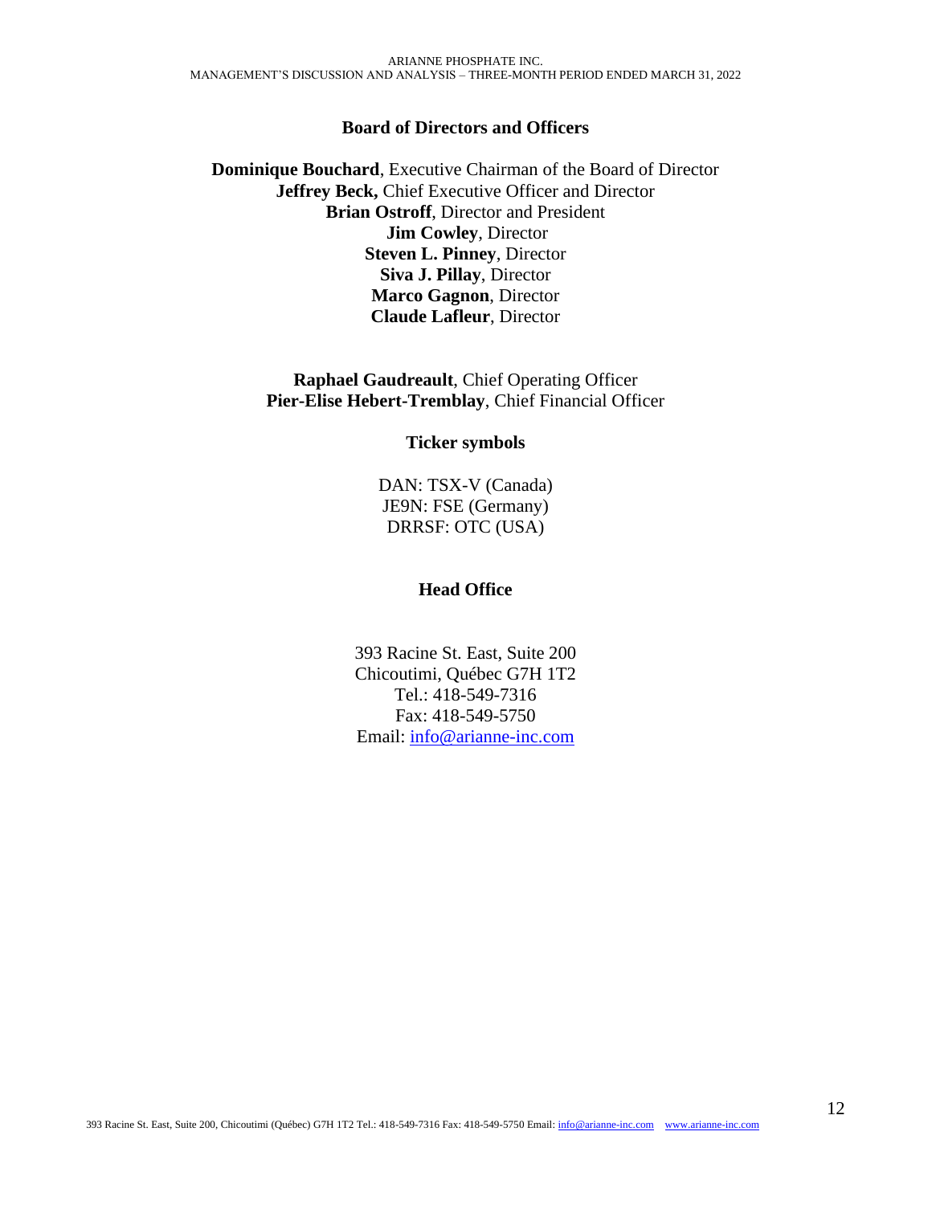## Board of Directors and Officers

**Dominique Bouchard**, Executive Chairman of the Board of Director
**Jeffrey Beck,** Chief Executive Officer and Director
**Brian Ostroff**, Director and President
**Jim Cowley**, Director
**Steven L. Pinney**, Director
**Siva J. Pillay**, Director
**Marco Gagnon**, Director
**Claude Lafleur**, Director

**Raphael Gaudreault**, Chief Operating Officer
**Pier-Elise Hebert-Tremblay**, Chief Financial Officer

## Ticker symbols

DAN: TSX-V (Canada)
JE9N: FSE (Germany)
DRRSF: OTC (USA)

## Head Office

393 Racine St. East, Suite 200
Chicoutimi, Québec G7H 1T2
Tel.: 418-549-7316
Fax: 418-549-5750
Email: info@arianne-inc.com